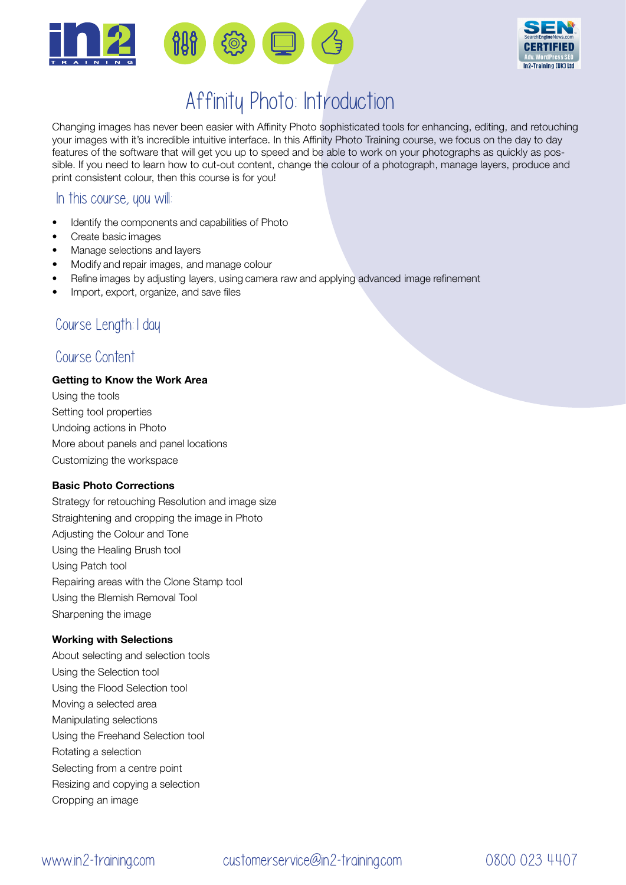# Affinity Photo: Introduction

Changing images has never been easier with Affinity Photo sophisticated tools for enhancing, editing, and retouching your images with it's incredible intuitive interface. In this Affinity Photo Training course, we focus on the day to day features of the software that will get you up to speed and be able to work on your photographs as quickly as possible. If you need to learn how to cut-out content, change the colour of a photograph, manage layers, produce and print consistent colour, then this course is for you!

## In this course, you will:

- Identify the components and capabilities of Photo
- Create basic images
- Manage selections and layers
- Modify and repair images, and manage colour
- Refine images by adjusting layers, using camera raw and applying advanced image refinement
- Import, export, organize, and save files

## Course Length: 1 day

## Course Content

**Getting to Know the Work Area**

Using the tools
Setting tool properties
Undoing actions in Photo
More about panels and panel locations
Customizing the workspace

**Basic Photo Corrections**

Strategy for retouching Resolution and image size
Straightening and cropping the image in Photo
Adjusting the Colour and Tone
Using the Healing Brush tool
Using Patch tool
Repairing areas with the Clone Stamp tool
Using the Blemish Removal Tool
Sharpening the image

**Working with Selections**

About selecting and selection tools
Using the Selection tool
Using the Flood Selection tool
Moving a selected area
Manipulating selections
Using the Freehand Selection tool
Rotating a selection
Selecting from a centre point
Resizing and copying a selection
Cropping an image

www.in2-training.com customerservice@in2-training.com 0800 023 4407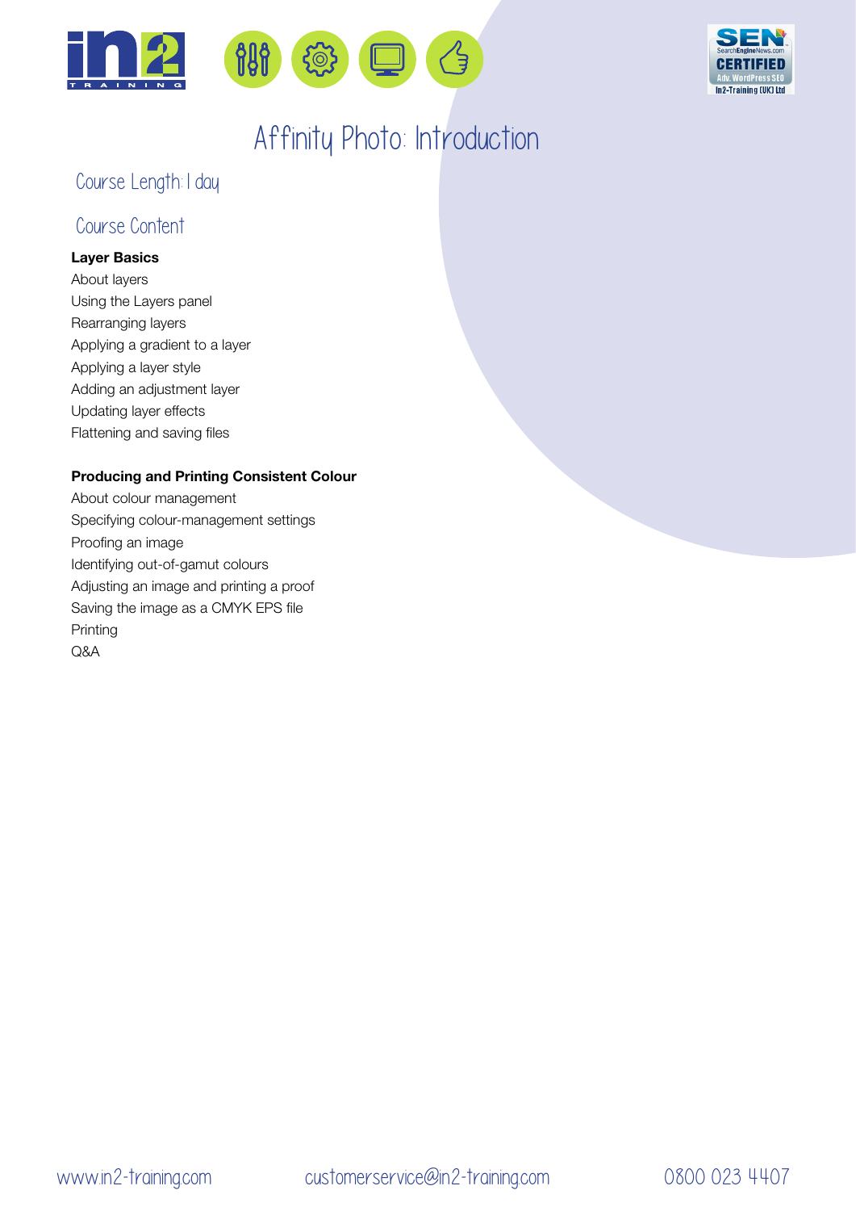# Affinity Photo: Introduction

## Course Length: 1 day

## Course Content

**Layer Basics**

About layers
Using the Layers panel
Rearranging layers
Applying a gradient to a layer
Applying a layer style
Adding an adjustment layer
Updating layer effects
Flattening and saving files

**Producing and Printing Consistent Colour**

About colour management
Specifying colour-management settings
Proofing an image
Identifying out-of-gamut colours
Adjusting an image and printing a proof
Saving the image as a CMYK EPS file
Printing
Q&A